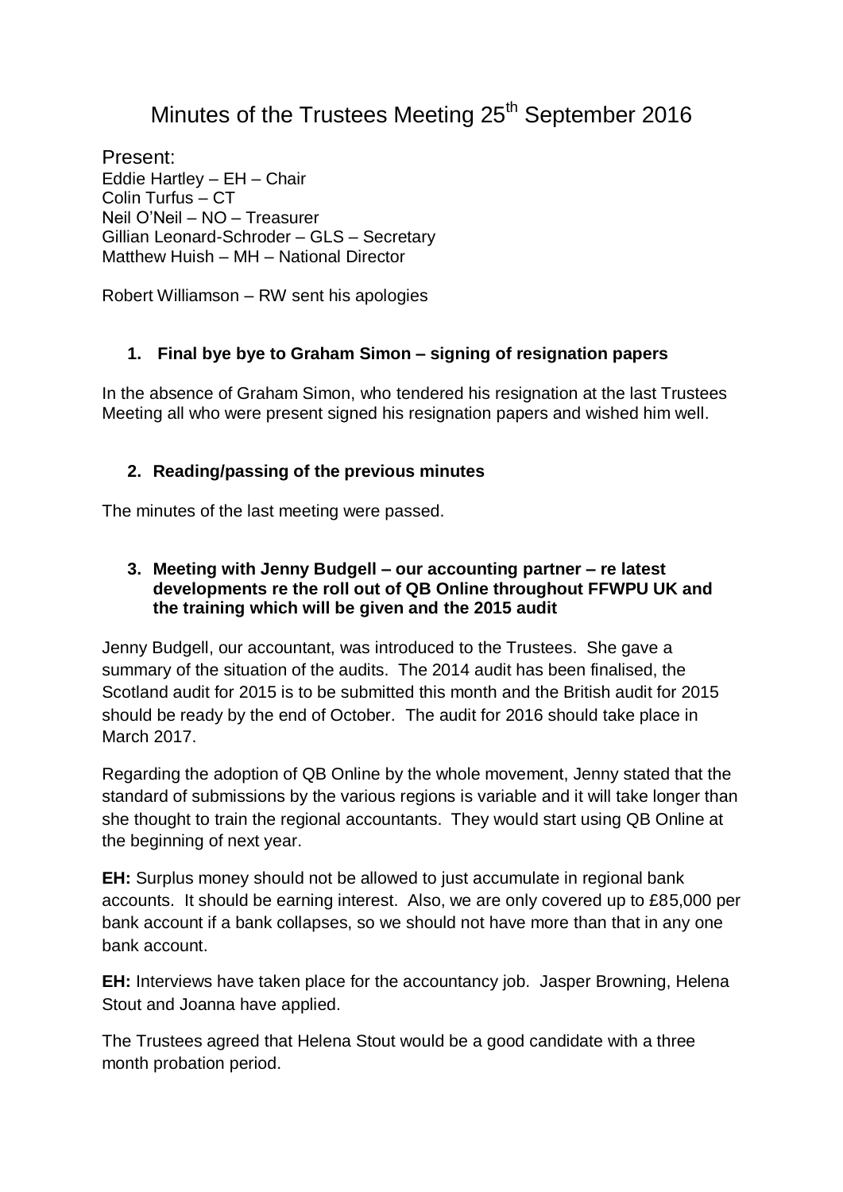# Minutes of the Trustees Meeting 25th September 2016

Present:
Eddie Hartley – EH – Chair
Colin Turfus – CT
Neil O'Neil – NO – Treasurer
Gillian Leonard-Schroder – GLS – Secretary
Matthew Huish – MH – National Director

Robert Williamson – RW sent his apologies

### 1. Final bye bye to Graham Simon – signing of resignation papers

In the absence of Graham Simon, who tendered his resignation at the last Trustees Meeting all who were present signed his resignation papers and wished him well.

### 2. Reading/passing of the previous minutes

The minutes of the last meeting were passed.

### 3. Meeting with Jenny Budgell – our accounting partner – re latest developments re the roll out of QB Online throughout FFWPU UK and the training which will be given and the 2015 audit

Jenny Budgell, our accountant, was introduced to the Trustees. She gave a summary of the situation of the audits. The 2014 audit has been finalised, the Scotland audit for 2015 is to be submitted this month and the British audit for 2015 should be ready by the end of October. The audit for 2016 should take place in March 2017.

Regarding the adoption of QB Online by the whole movement, Jenny stated that the standard of submissions by the various regions is variable and it will take longer than she thought to train the regional accountants. They would start using QB Online at the beginning of next year.

**EH:** Surplus money should not be allowed to just accumulate in regional bank accounts. It should be earning interest. Also, we are only covered up to £85,000 per bank account if a bank collapses, so we should not have more than that in any one bank account.

**EH:** Interviews have taken place for the accountancy job. Jasper Browning, Helena Stout and Joanna have applied.

The Trustees agreed that Helena Stout would be a good candidate with a three month probation period.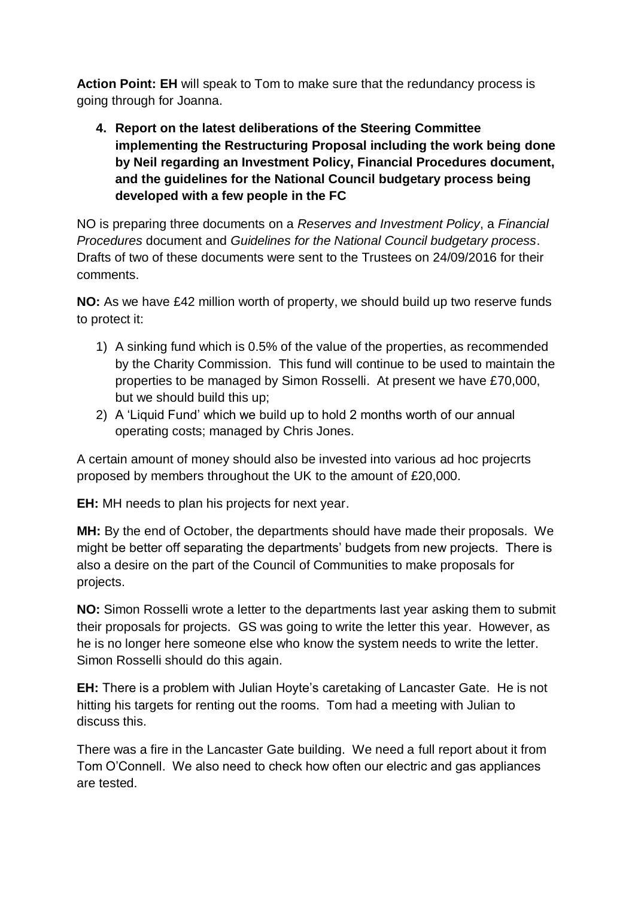**Action Point: EH** will speak to Tom to make sure that the redundancy process is going through for Joanna.

4. **Report on the latest deliberations of the Steering Committee implementing the Restructuring Proposal including the work being done by Neil regarding an Investment Policy, Financial Procedures document, and the guidelines for the National Council budgetary process being developed with a few people in the FC**

NO is preparing three documents on a *Reserves and Investment Policy*, a *Financial Procedures* document and *Guidelines for the National Council budgetary process*. Drafts of two of these documents were sent to the Trustees on 24/09/2016 for their comments.

**NO:** As we have £42 million worth of property, we should build up two reserve funds to protect it:

1) A sinking fund which is 0.5% of the value of the properties, as recommended by the Charity Commission. This fund will continue to be used to maintain the properties to be managed by Simon Rosselli. At present we have £70,000, but we should build this up;
2) A 'Liquid Fund' which we build up to hold 2 months worth of our annual operating costs; managed by Chris Jones.

A certain amount of money should also be invested into various ad hoc projecrts proposed by members throughout the UK to the amount of £20,000.

**EH:** MH needs to plan his projects for next year.

**MH:** By the end of October, the departments should have made their proposals. We might be better off separating the departments' budgets from new projects. There is also a desire on the part of the Council of Communities to make proposals for projects.

**NO:** Simon Rosselli wrote a letter to the departments last year asking them to submit their proposals for projects. GS was going to write the letter this year. However, as he is no longer here someone else who know the system needs to write the letter. Simon Rosselli should do this again.

**EH:** There is a problem with Julian Hoyte's caretaking of Lancaster Gate. He is not hitting his targets for renting out the rooms. Tom had a meeting with Julian to discuss this.

There was a fire in the Lancaster Gate building. We need a full report about it from Tom O'Connell. We also need to check how often our electric and gas appliances are tested.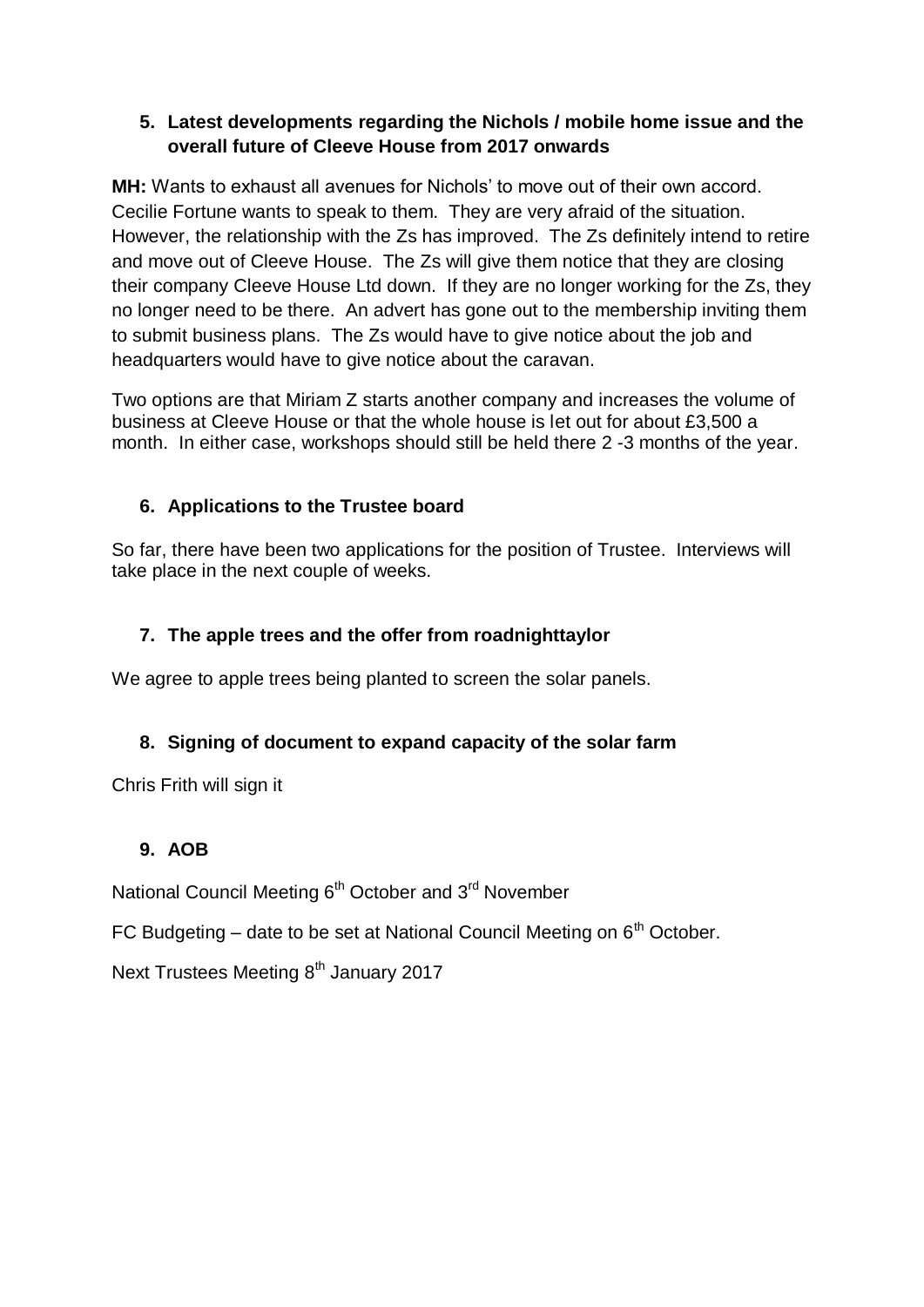## 5. Latest developments regarding the Nichols / mobile home issue and the overall future of Cleeve House from 2017 onwards

**MH:** Wants to exhaust all avenues for Nichols' to move out of their own accord. Cecilie Fortune wants to speak to them. They are very afraid of the situation. However, the relationship with the Zs has improved. The Zs definitely intend to retire and move out of Cleeve House. The Zs will give them notice that they are closing their company Cleeve House Ltd down. If they are no longer working for the Zs, they no longer need to be there. An advert has gone out to the membership inviting them to submit business plans. The Zs would have to give notice about the job and headquarters would have to give notice about the caravan.

Two options are that Miriam Z starts another company and increases the volume of business at Cleeve House or that the whole house is let out for about £3,500 a month. In either case, workshops should still be held there 2 -3 months of the year.

## 6. Applications to the Trustee board

So far, there have been two applications for the position of Trustee. Interviews will take place in the next couple of weeks.

## 7. The apple trees and the offer from roadnighttaylor

We agree to apple trees being planted to screen the solar panels.

## 8. Signing of document to expand capacity of the solar farm

Chris Frith will sign it

## 9. AOB

National Council Meeting 6th October and 3rd November

FC Budgeting – date to be set at National Council Meeting on 6th October.

Next Trustees Meeting 8th January 2017